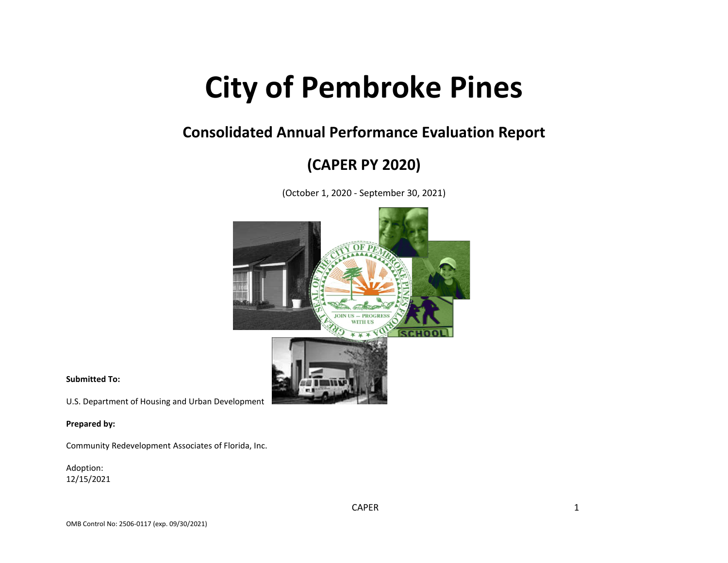# City of Pembroke Pines

## Consolidated Annual Performance Evaluation Report

## (CAPER PY 2020)

(October 1, 2020 - September 30, 2021)

**Submitted To:**

U.S. Department of Housing and Urban Development

**Prepared by:**

Community Redevelopment Associates of Florida, Inc.

Adoption:
12/15/2021

OMB Control No: 2506-0117 (exp. 09/30/2021)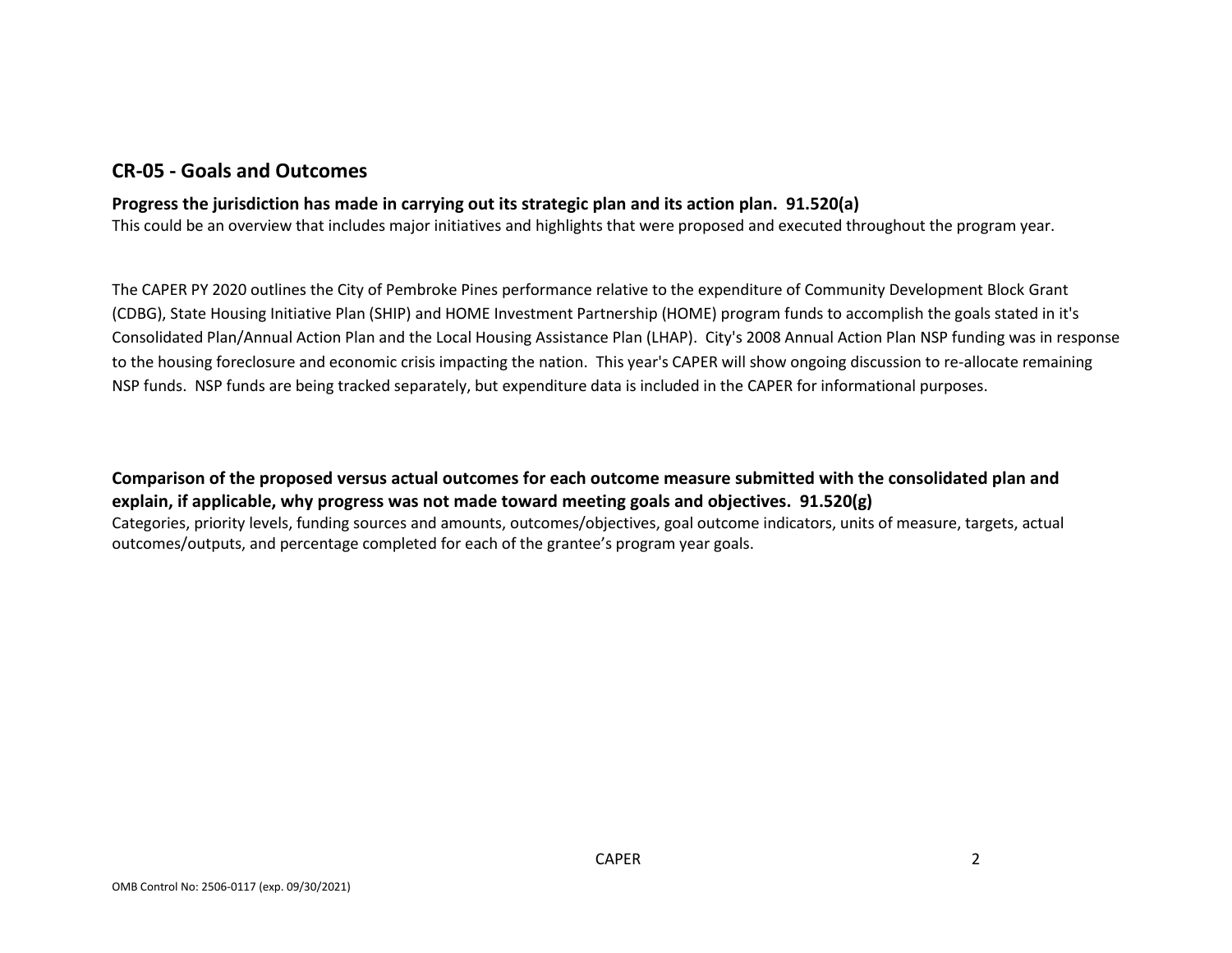## CR-05 - Goals and Outcomes

**Progress the jurisdiction has made in carrying out its strategic plan and its action plan. 91.520(a)**

This could be an overview that includes major initiatives and highlights that were proposed and executed throughout the program year.

The CAPER PY 2020 outlines the City of Pembroke Pines performance relative to the expenditure of Community Development Block Grant (CDBG), State Housing Initiative Plan (SHIP) and HOME Investment Partnership (HOME) program funds to accomplish the goals stated in it's Consolidated Plan/Annual Action Plan and the Local Housing Assistance Plan (LHAP). City's 2008 Annual Action Plan NSP funding was in response to the housing foreclosure and economic crisis impacting the nation. This year's CAPER will show ongoing discussion to re-allocate remaining NSP funds. NSP funds are being tracked separately, but expenditure data is included in the CAPER for informational purposes.

**Comparison of the proposed versus actual outcomes for each outcome measure submitted with the consolidated plan and explain, if applicable, why progress was not made toward meeting goals and objectives. 91.520(g)**

Categories, priority levels, funding sources and amounts, outcomes/objectives, goal outcome indicators, units of measure, targets, actual outcomes/outputs, and percentage completed for each of the grantee's program year goals.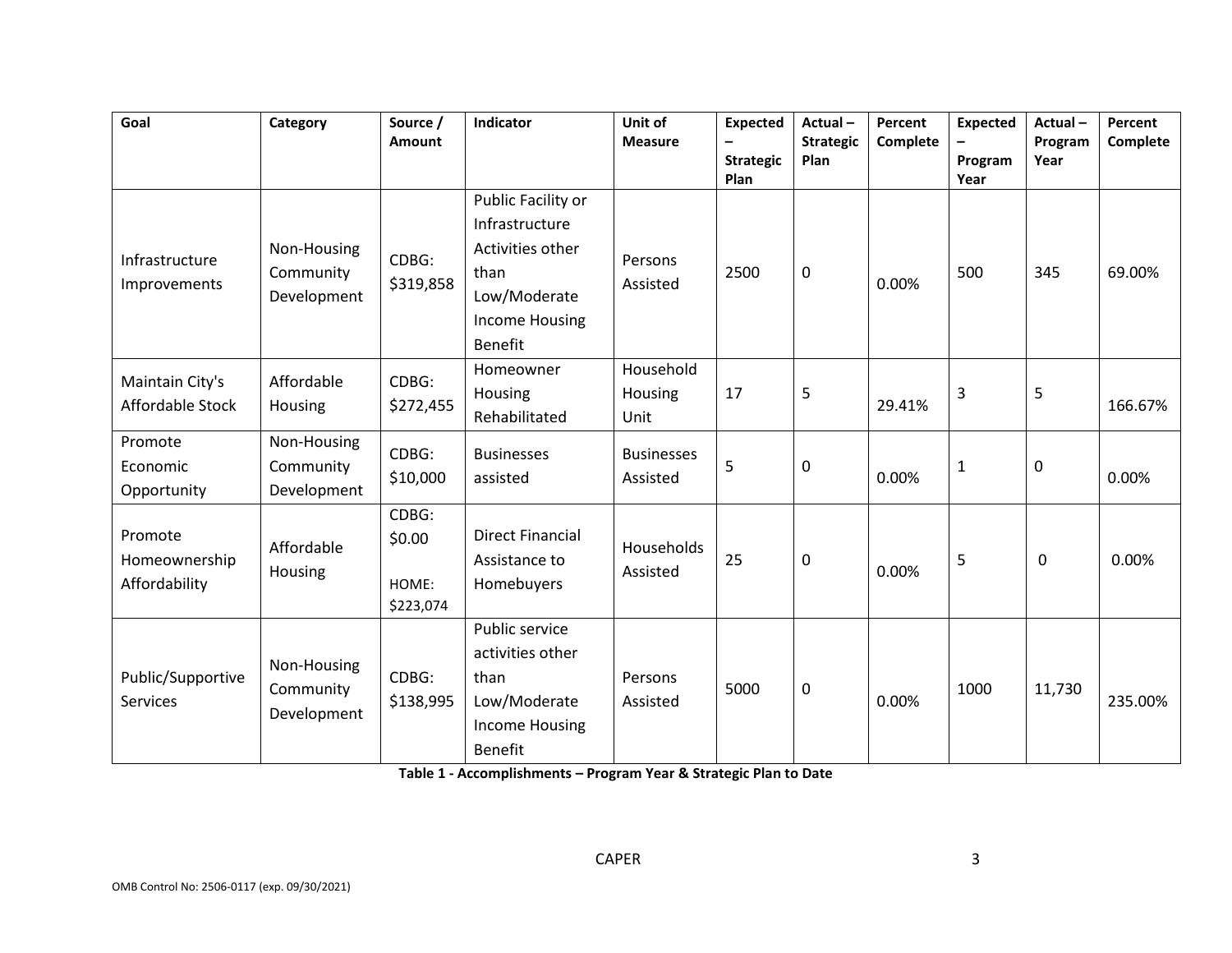| Goal | Category | Source / Amount | Indicator | Unit of Measure | Expected – Strategic Plan | Actual – Strategic Plan | Percent Complete | Expected – Program Year | Actual – Program Year | Percent Complete |
|---|---|---|---|---|---|---|---|---|---|---|
| Infrastructure Improvements | Non-Housing Community Development | CDBG: $319,858 | Public Facility or Infrastructure Activities other than Low/Moderate Income Housing Benefit | Persons Assisted | 2500 | 0 | 0.00% | 500 | 345 | 69.00% |
| Maintain City's Affordable Stock | Affordable Housing | CDBG: $272,455 | Homeowner Housing Rehabilitated | Household Housing Unit | 17 | 5 | 29.41% | 3 | 5 | 166.67% |
| Promote Economic Opportunity | Non-Housing Community Development | CDBG: $10,000 | Businesses assisted | Businesses Assisted | 5 | 0 | 0.00% | 1 | 0 | 0.00% |
| Promote Homeownership Affordability | Affordable Housing | CDBG: $0.00 HOME: $223,074 | Direct Financial Assistance to Homebuyers | Households Assisted | 25 | 0 | 0.00% | 5 | 0 | 0.00% |
| Public/Supportive Services | Non-Housing Community Development | CDBG: $138,995 | Public service activities other than Low/Moderate Income Housing Benefit | Persons Assisted | 5000 | 0 | 0.00% | 1000 | 11,730 | 235.00% |

**Table 1 - Accomplishments – Program Year & Strategic Plan to Date**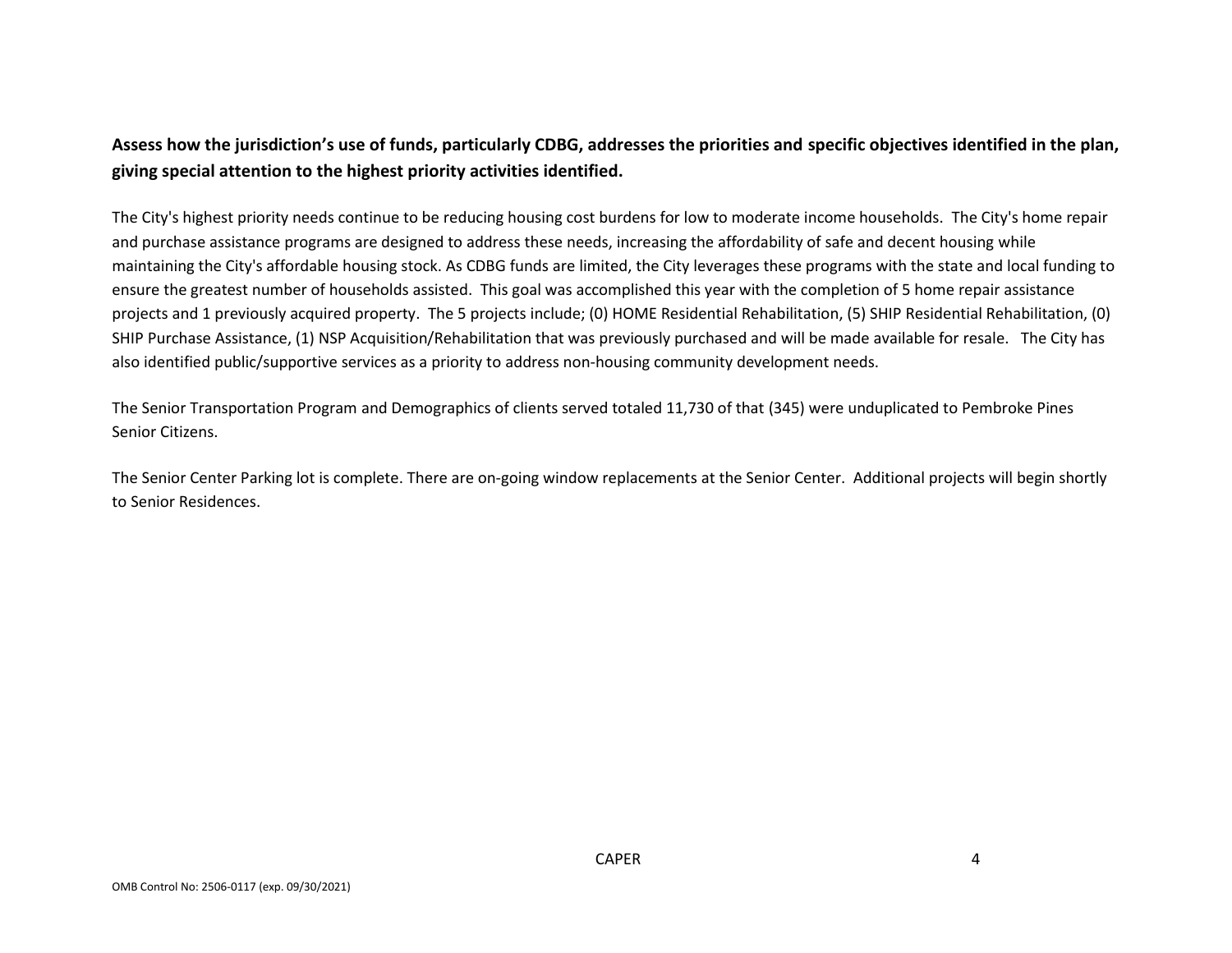**Assess how the jurisdiction's use of funds, particularly CDBG, addresses the priorities and specific objectives identified in the plan, giving special attention to the highest priority activities identified.**

The City's highest priority needs continue to be reducing housing cost burdens for low to moderate income households. The City's home repair and purchase assistance programs are designed to address these needs, increasing the affordability of safe and decent housing while maintaining the City's affordable housing stock. As CDBG funds are limited, the City leverages these programs with the state and local funding to ensure the greatest number of households assisted. This goal was accomplished this year with the completion of 5 home repair assistance projects and 1 previously acquired property. The 5 projects include; (0) HOME Residential Rehabilitation, (5) SHIP Residential Rehabilitation, (0) SHIP Purchase Assistance, (1) NSP Acquisition/Rehabilitation that was previously purchased and will be made available for resale. The City has also identified public/supportive services as a priority to address non-housing community development needs.

The Senior Transportation Program and Demographics of clients served totaled 11,730 of that (345) were unduplicated to Pembroke Pines Senior Citizens.

The Senior Center Parking lot is complete. There are on-going window replacements at the Senior Center. Additional projects will begin shortly to Senior Residences.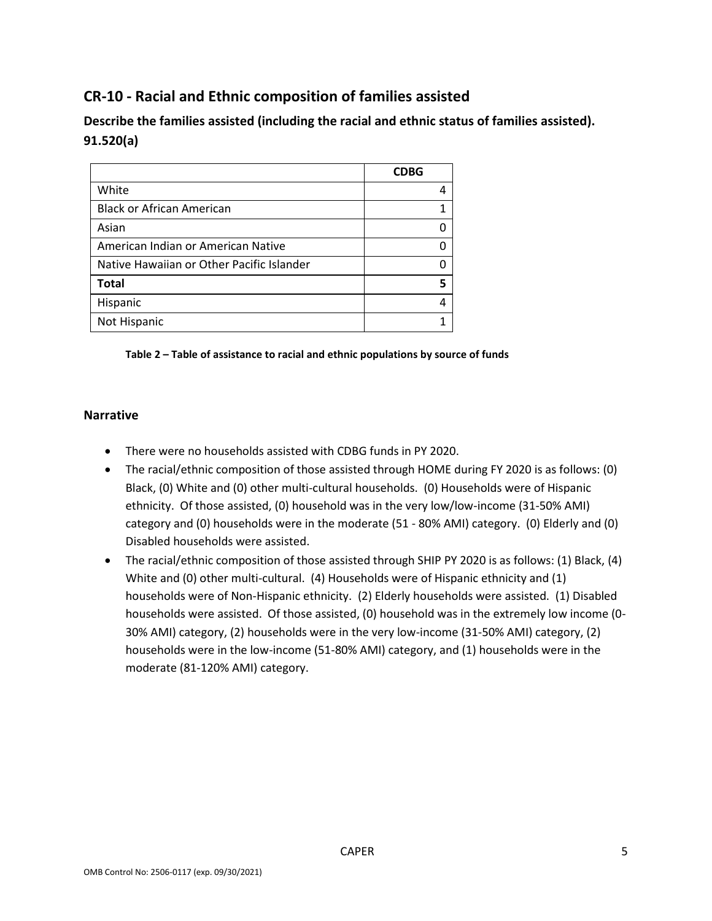## CR-10 - Racial and Ethnic composition of families assisted

### Describe the families assisted (including the racial and ethnic status of families assisted). 91.520(a)

| | CDBG |
|---|---|
| White | 4 |
| Black or African American | 1 |
| Asian | 0 |
| American Indian or American Native | 0 |
| Native Hawaiian or Other Pacific Islander | 0 |
| **Total** | **5** |
| Hispanic | 4 |
| Not Hispanic | 1 |

**Table 2 – Table of assistance to racial and ethnic populations by source of funds**

### Narrative

- There were no households assisted with CDBG funds in PY 2020.
- The racial/ethnic composition of those assisted through HOME during FY 2020 is as follows: (0) Black, (0) White and (0) other multi-cultural households. (0) Households were of Hispanic ethnicity. Of those assisted, (0) household was in the very low/low-income (31-50% AMI) category and (0) households were in the moderate (51 - 80% AMI) category. (0) Elderly and (0) Disabled households were assisted.
- The racial/ethnic composition of those assisted through SHIP PY 2020 is as follows: (1) Black, (4) White and (0) other multi-cultural. (4) Households were of Hispanic ethnicity and (1) households were of Non-Hispanic ethnicity. (2) Elderly households were assisted. (1) Disabled households were assisted. Of those assisted, (0) household was in the extremely low income (0-30% AMI) category, (2) households were in the very low-income (31-50% AMI) category, (2) households were in the low-income (51-80% AMI) category, and (1) households were in the moderate (81-120% AMI) category.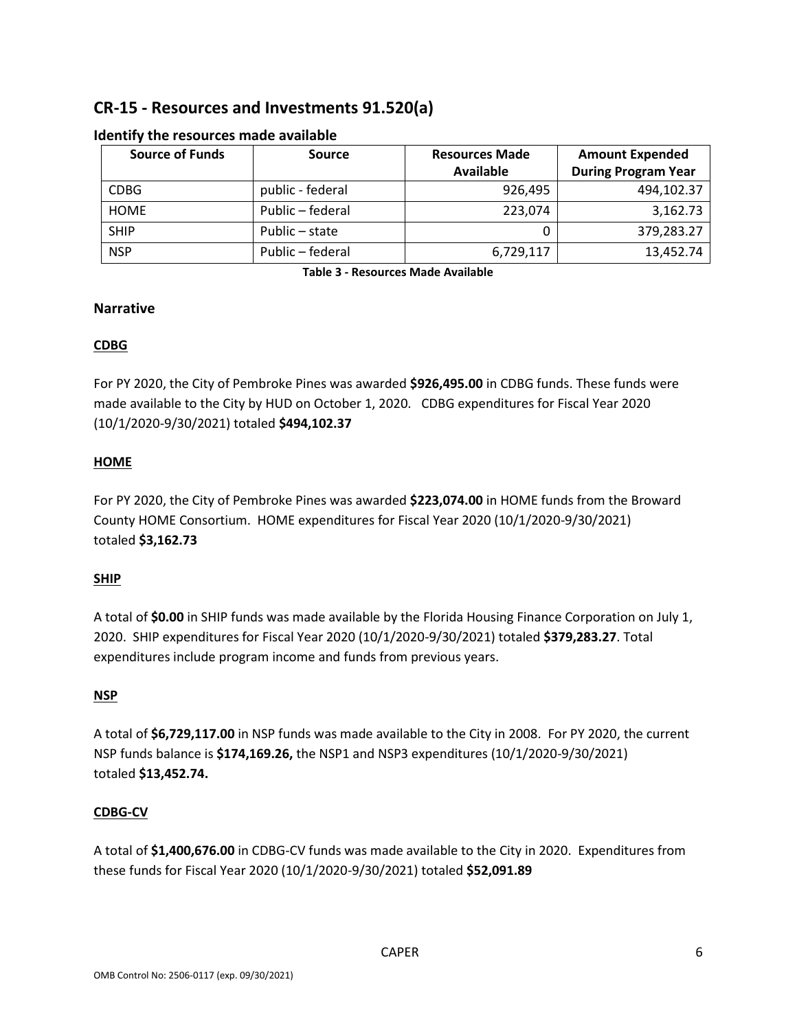## CR-15 - Resources and Investments 91.520(a)

### Identify the resources made available

| Source of Funds | Source | Resources Made Available | Amount Expended During Program Year |
|---|---|---|---|
| CDBG | public - federal | 926,495 | 494,102.37 |
| HOME | Public – federal | 223,074 | 3,162.73 |
| SHIP | Public – state | 0 | 379,283.27 |
| NSP | Public – federal | 6,729,117 | 13,452.74 |

**Table 3 - Resources Made Available**

### Narrative

**CDBG**

For PY 2020, the City of Pembroke Pines was awarded **$926,495.00** in CDBG funds. These funds were made available to the City by HUD on October 1, 2020. CDBG expenditures for Fiscal Year 2020 (10/1/2020-9/30/2021) totaled **$494,102.37**

**HOME**

For PY 2020, the City of Pembroke Pines was awarded **$223,074.00** in HOME funds from the Broward County HOME Consortium. HOME expenditures for Fiscal Year 2020 (10/1/2020-9/30/2021) totaled **$3,162.73**

**SHIP**

A total of **$0.00** in SHIP funds was made available by the Florida Housing Finance Corporation on July 1, 2020. SHIP expenditures for Fiscal Year 2020 (10/1/2020-9/30/2021) totaled **$379,283.27**. Total expenditures include program income and funds from previous years.

**NSP**

A total of **$6,729,117.00** in NSP funds was made available to the City in 2008. For PY 2020, the current NSP funds balance is **$174,169.26,** the NSP1 and NSP3 expenditures (10/1/2020-9/30/2021) totaled **$13,452.74.**

**CDBG-CV**

A total of **$1,400,676.00** in CDBG-CV funds was made available to the City in 2020. Expenditures from these funds for Fiscal Year 2020 (10/1/2020-9/30/2021) totaled **$52,091.89**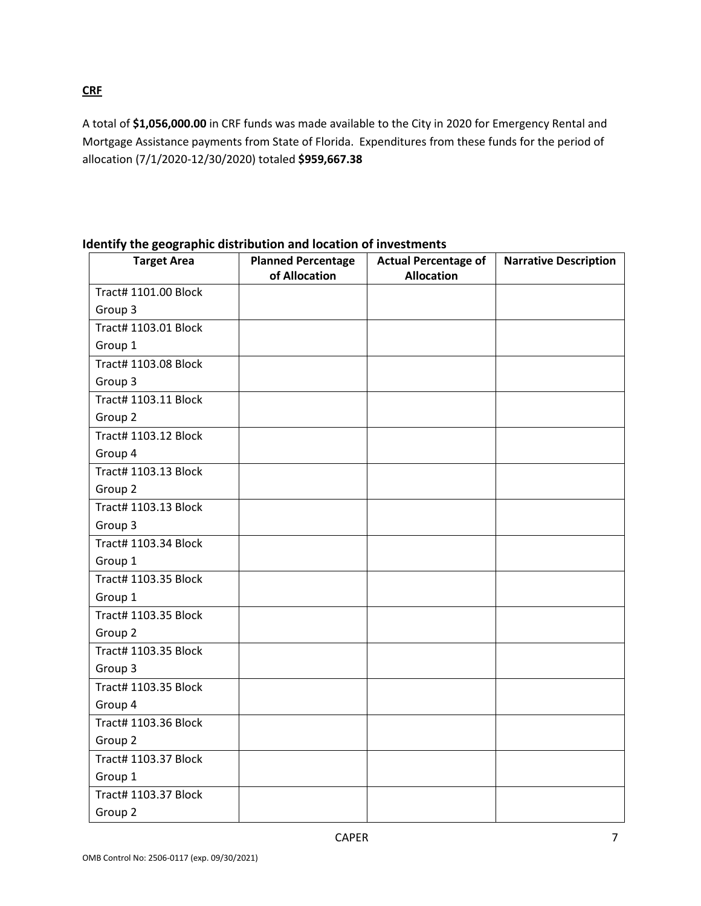**CRF**

A total of **$1,056,000.00** in CRF funds was made available to the City in 2020 for Emergency Rental and Mortgage Assistance payments from State of Florida. Expenditures from these funds for the period of allocation (7/1/2020-12/30/2020) totaled **$959,667.38**

## Identify the geographic distribution and location of investments

| Target Area | Planned Percentage of Allocation | Actual Percentage of Allocation | Narrative Description |
|---|---|---|---|
| Tract# 1101.00 Block Group 3 | | | |
| Tract# 1103.01 Block Group 1 | | | |
| Tract# 1103.08 Block Group 3 | | | |
| Tract# 1103.11 Block Group 2 | | | |
| Tract# 1103.12 Block Group 4 | | | |
| Tract# 1103.13 Block Group 2 | | | |
| Tract# 1103.13 Block Group 3 | | | |
| Tract# 1103.34 Block Group 1 | | | |
| Tract# 1103.35 Block Group 1 | | | |
| Tract# 1103.35 Block Group 2 | | | |
| Tract# 1103.35 Block Group 3 | | | |
| Tract# 1103.35 Block Group 4 | | | |
| Tract# 1103.36 Block Group 2 | | | |
| Tract# 1103.37 Block Group 1 | | | |
| Tract# 1103.37 Block Group 2 | | | |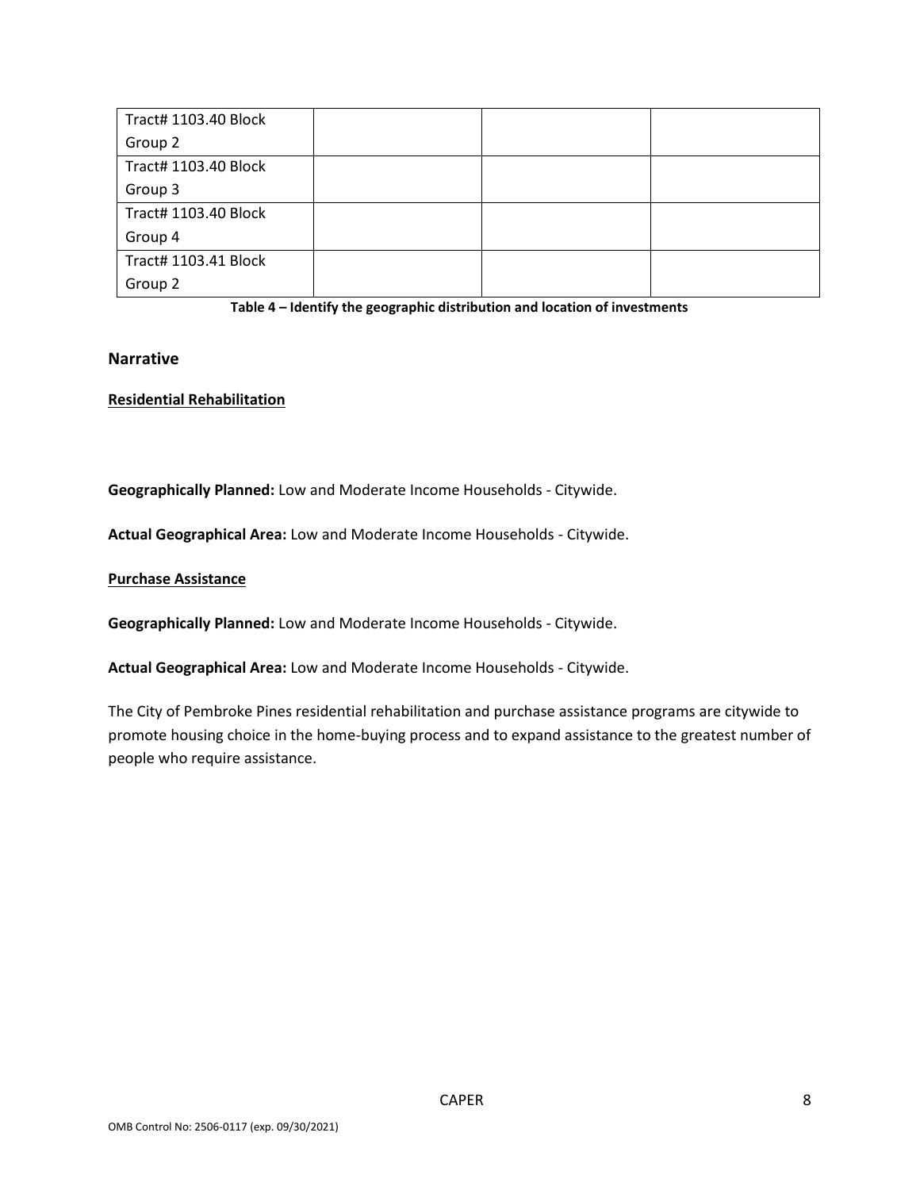| Tract# 1103.40 Block Group 2 | | | |
|---|---|---|---|
| Tract# 1103.40 Block Group 3 | | | |
| Tract# 1103.40 Block Group 4 | | | |
| Tract# 1103.41 Block Group 2 | | | |

**Table 4 – Identify the geographic distribution and location of investments**

### Narrative

**Residential Rehabilitation**

**Geographically Planned:** Low and Moderate Income Households - Citywide.

**Actual Geographical Area:** Low and Moderate Income Households - Citywide.

**Purchase Assistance**

**Geographically Planned:** Low and Moderate Income Households - Citywide.

**Actual Geographical Area:** Low and Moderate Income Households - Citywide.

The City of Pembroke Pines residential rehabilitation and purchase assistance programs are citywide to promote housing choice in the home-buying process and to expand assistance to the greatest number of people who require assistance.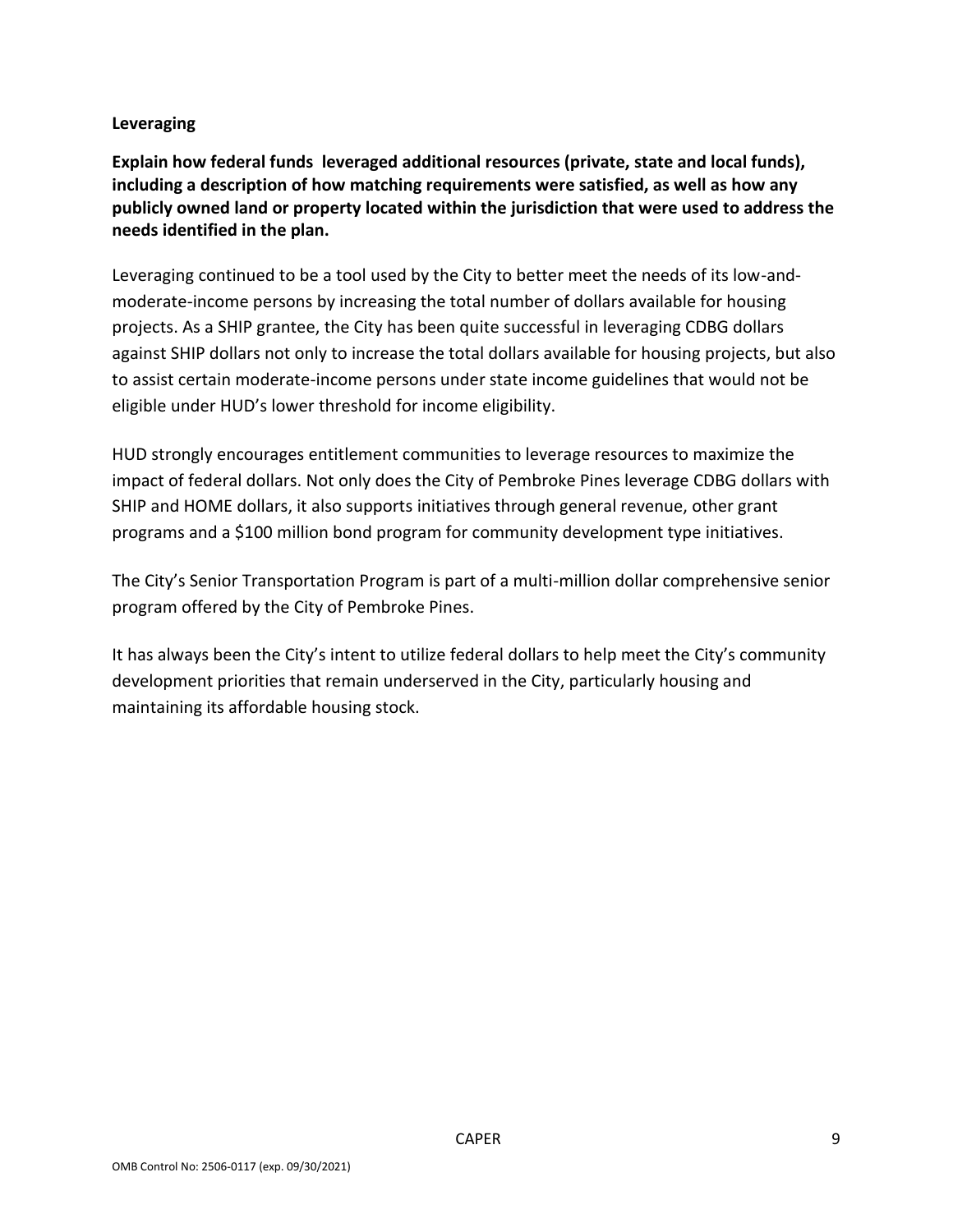**Leveraging**

**Explain how federal funds leveraged additional resources (private, state and local funds), including a description of how matching requirements were satisfied, as well as how any publicly owned land or property located within the jurisdiction that were used to address the needs identified in the plan.**

Leveraging continued to be a tool used by the City to better meet the needs of its low-and-moderate-income persons by increasing the total number of dollars available for housing projects. As a SHIP grantee, the City has been quite successful in leveraging CDBG dollars against SHIP dollars not only to increase the total dollars available for housing projects, but also to assist certain moderate-income persons under state income guidelines that would not be eligible under HUD's lower threshold for income eligibility.

HUD strongly encourages entitlement communities to leverage resources to maximize the impact of federal dollars. Not only does the City of Pembroke Pines leverage CDBG dollars with SHIP and HOME dollars, it also supports initiatives through general revenue, other grant programs and a $100 million bond program for community development type initiatives.

The City's Senior Transportation Program is part of a multi-million dollar comprehensive senior program offered by the City of Pembroke Pines.

It has always been the City's intent to utilize federal dollars to help meet the City's community development priorities that remain underserved in the City, particularly housing and maintaining its affordable housing stock.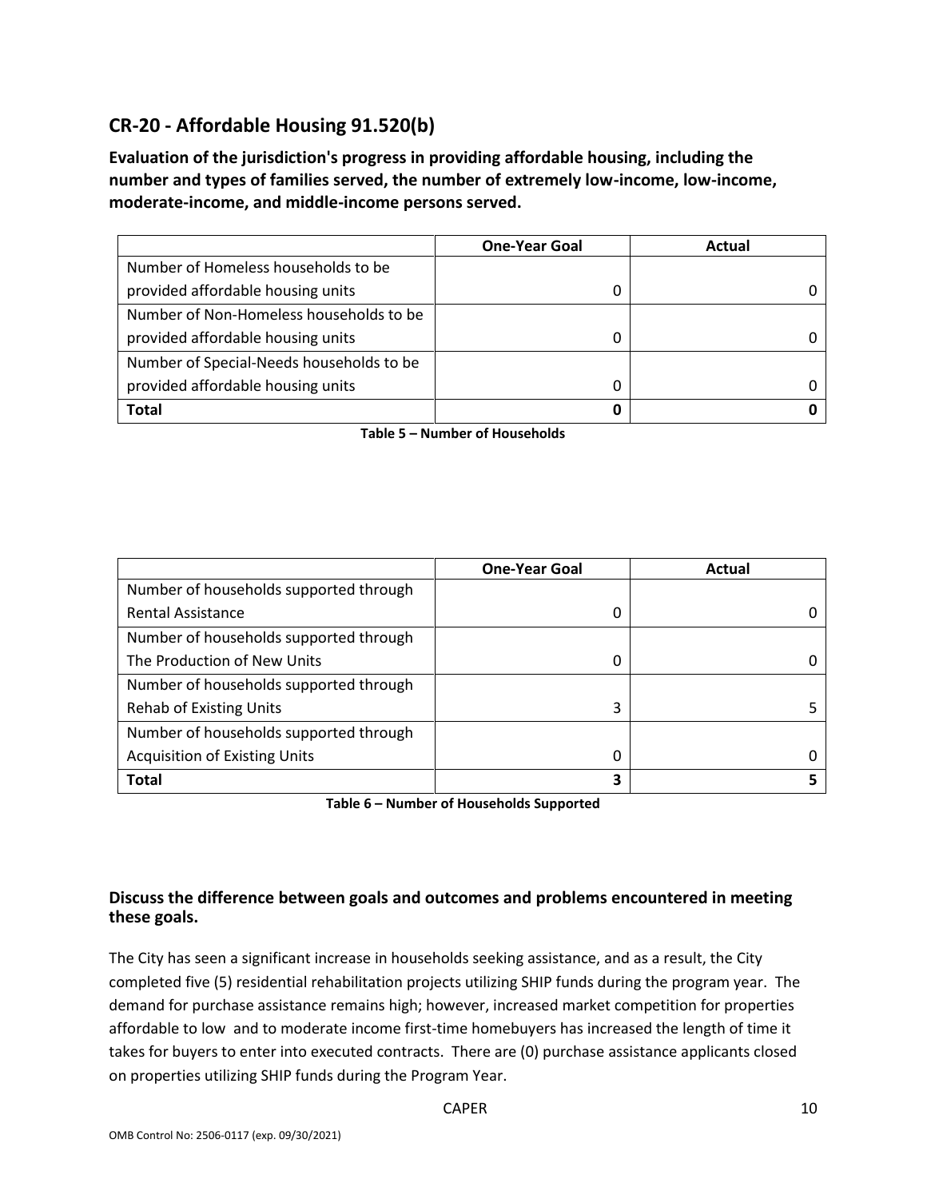## CR-20 - Affordable Housing 91.520(b)

**Evaluation of the jurisdiction's progress in providing affordable housing, including the number and types of families served, the number of extremely low-income, low-income, moderate-income, and middle-income persons served.**

| | One-Year Goal | Actual |
|---|---|---|
| Number of Homeless households to be provided affordable housing units | 0 | 0 |
| Number of Non-Homeless households to be provided affordable housing units | 0 | 0 |
| Number of Special-Needs households to be provided affordable housing units | 0 | 0 |
| **Total** | **0** | **0** |

**Table 5 – Number of Households**

| | One-Year Goal | Actual |
|---|---|---|
| Number of households supported through Rental Assistance | 0 | 0 |
| Number of households supported through The Production of New Units | 0 | 0 |
| Number of households supported through Rehab of Existing Units | 3 | 5 |
| Number of households supported through Acquisition of Existing Units | 0 | 0 |
| **Total** | **3** | **5** |

**Table 6 – Number of Households Supported**

### Discuss the difference between goals and outcomes and problems encountered in meeting these goals.

The City has seen a significant increase in households seeking assistance, and as a result, the City completed five (5) residential rehabilitation projects utilizing SHIP funds during the program year. The demand for purchase assistance remains high; however, increased market competition for properties affordable to low and to moderate income first-time homebuyers has increased the length of time it takes for buyers to enter into executed contracts. There are (0) purchase assistance applicants closed on properties utilizing SHIP funds during the Program Year.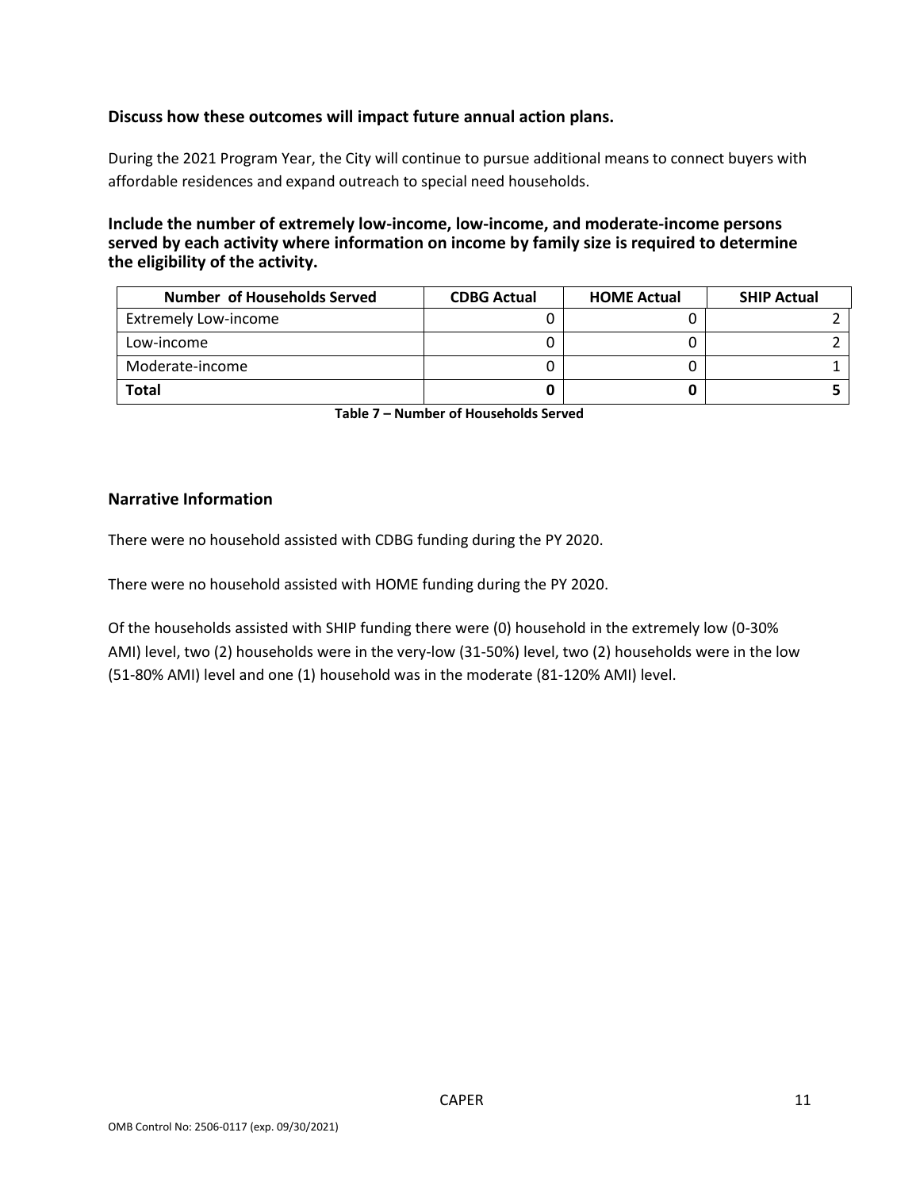**Discuss how these outcomes will impact future annual action plans.**

During the 2021 Program Year, the City will continue to pursue additional means to connect buyers with affordable residences and expand outreach to special need households.

**Include the number of extremely low-income, low-income, and moderate-income persons served by each activity where information on income by family size is required to determine the eligibility of the activity.**

| Number of Households Served | CDBG Actual | HOME Actual | SHIP Actual |
|---|---|---|---|
| Extremely Low-income | 0 | 0 | 2 |
| Low-income | 0 | 0 | 2 |
| Moderate-income | 0 | 0 | 1 |
| **Total** | **0** | **0** | **5** |

**Table 7 – Number of Households Served**

## Narrative Information

There were no household assisted with CDBG funding during the PY 2020.

There were no household assisted with HOME funding during the PY 2020.

Of the households assisted with SHIP funding there were (0) household in the extremely low (0-30% AMI) level, two (2) households were in the very-low (31-50%) level, two (2) households were in the low (51-80% AMI) level and one (1) household was in the moderate (81-120% AMI) level.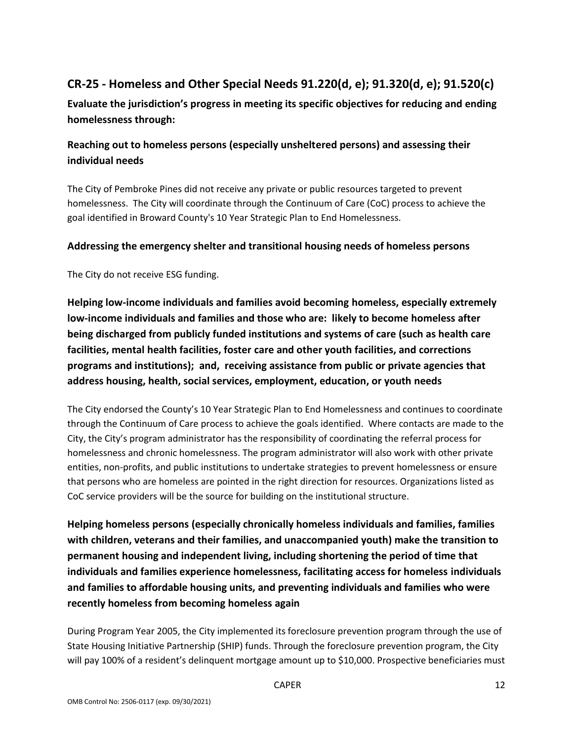## CR-25 - Homeless and Other Special Needs 91.220(d, e); 91.320(d, e); 91.520(c)

**Evaluate the jurisdiction's progress in meeting its specific objectives for reducing and ending homelessness through:**

### Reaching out to homeless persons (especially unsheltered persons) and assessing their individual needs

The City of Pembroke Pines did not receive any private or public resources targeted to prevent homelessness. The City will coordinate through the Continuum of Care (CoC) process to achieve the goal identified in Broward County's 10 Year Strategic Plan to End Homelessness.

### Addressing the emergency shelter and transitional housing needs of homeless persons

The City do not receive ESG funding.

### Helping low-income individuals and families avoid becoming homeless, especially extremely low-income individuals and families and those who are: likely to become homeless after being discharged from publicly funded institutions and systems of care (such as health care facilities, mental health facilities, foster care and other youth facilities, and corrections programs and institutions); and, receiving assistance from public or private agencies that address housing, health, social services, employment, education, or youth needs

The City endorsed the County's 10 Year Strategic Plan to End Homelessness and continues to coordinate through the Continuum of Care process to achieve the goals identified. Where contacts are made to the City, the City's program administrator has the responsibility of coordinating the referral process for homelessness and chronic homelessness. The program administrator will also work with other private entities, non-profits, and public institutions to undertake strategies to prevent homelessness or ensure that persons who are homeless are pointed in the right direction for resources. Organizations listed as CoC service providers will be the source for building on the institutional structure.

### Helping homeless persons (especially chronically homeless individuals and families, families with children, veterans and their families, and unaccompanied youth) make the transition to permanent housing and independent living, including shortening the period of time that individuals and families experience homelessness, facilitating access for homeless individuals and families to affordable housing units, and preventing individuals and families who were recently homeless from becoming homeless again

During Program Year 2005, the City implemented its foreclosure prevention program through the use of State Housing Initiative Partnership (SHIP) funds. Through the foreclosure prevention program, the City will pay 100% of a resident's delinquent mortgage amount up to $10,000. Prospective beneficiaries must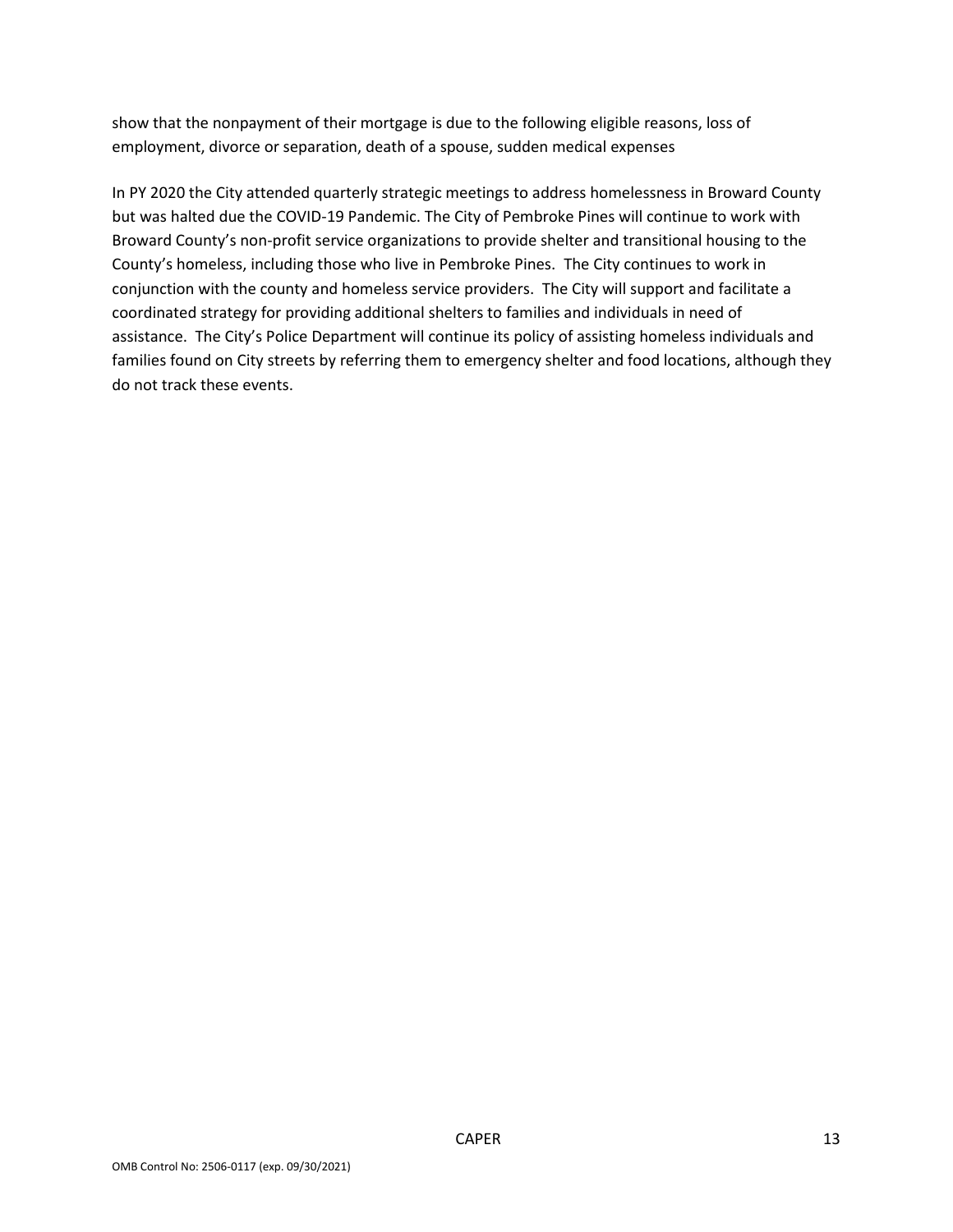show that the nonpayment of their mortgage is due to the following eligible reasons, loss of employment, divorce or separation, death of a spouse, sudden medical expenses

In PY 2020 the City attended quarterly strategic meetings to address homelessness in Broward County but was halted due the COVID-19 Pandemic. The City of Pembroke Pines will continue to work with Broward County's non-profit service organizations to provide shelter and transitional housing to the County's homeless, including those who live in Pembroke Pines. The City continues to work in conjunction with the county and homeless service providers. The City will support and facilitate a coordinated strategy for providing additional shelters to families and individuals in need of assistance. The City's Police Department will continue its policy of assisting homeless individuals and families found on City streets by referring them to emergency shelter and food locations, although they do not track these events.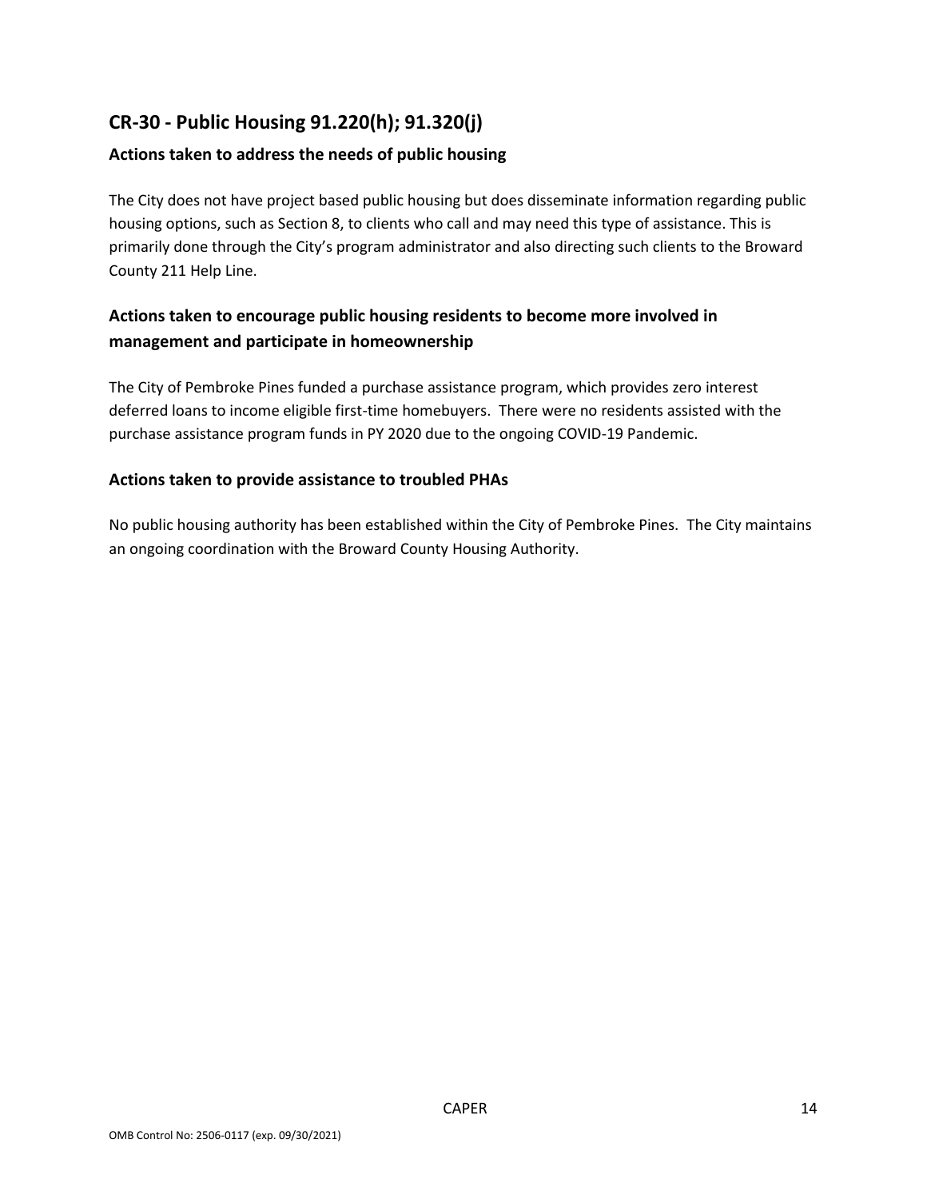## CR-30 - Public Housing 91.220(h); 91.320(j)

### Actions taken to address the needs of public housing

The City does not have project based public housing but does disseminate information regarding public housing options, such as Section 8, to clients who call and may need this type of assistance. This is primarily done through the City's program administrator and also directing such clients to the Broward County 211 Help Line.

### Actions taken to encourage public housing residents to become more involved in management and participate in homeownership

The City of Pembroke Pines funded a purchase assistance program, which provides zero interest deferred loans to income eligible first-time homebuyers. There were no residents assisted with the purchase assistance program funds in PY 2020 due to the ongoing COVID-19 Pandemic.

### Actions taken to provide assistance to troubled PHAs

No public housing authority has been established within the City of Pembroke Pines. The City maintains an ongoing coordination with the Broward County Housing Authority.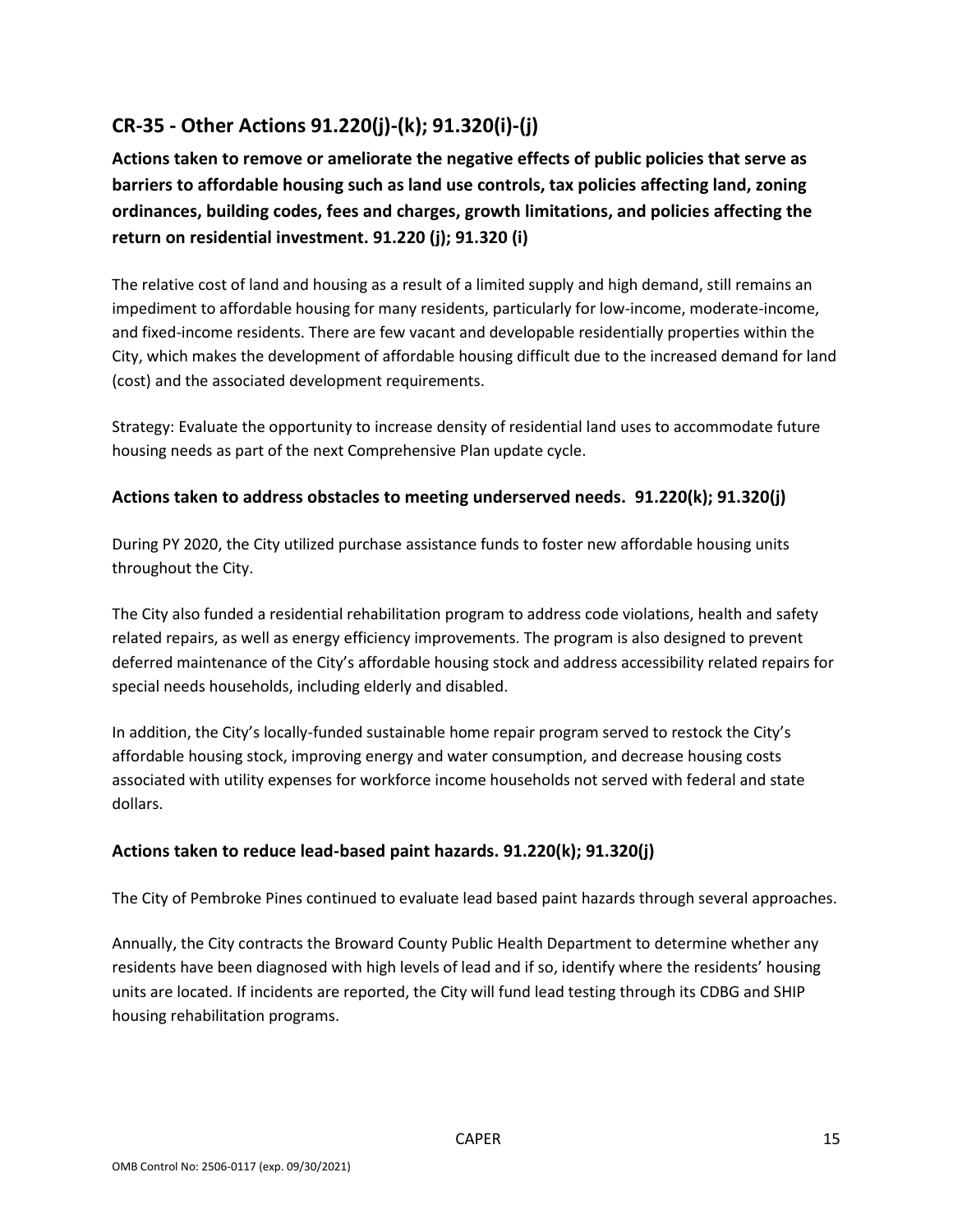## CR-35 - Other Actions 91.220(j)-(k); 91.320(i)-(j)

**Actions taken to remove or ameliorate the negative effects of public policies that serve as barriers to affordable housing such as land use controls, tax policies affecting land, zoning ordinances, building codes, fees and charges, growth limitations, and policies affecting the return on residential investment. 91.220 (j); 91.320 (i)**

The relative cost of land and housing as a result of a limited supply and high demand, still remains an impediment to affordable housing for many residents, particularly for low-income, moderate-income, and fixed-income residents. There are few vacant and developable residentially properties within the City, which makes the development of affordable housing difficult due to the increased demand for land (cost) and the associated development requirements.

Strategy: Evaluate the opportunity to increase density of residential land uses to accommodate future housing needs as part of the next Comprehensive Plan update cycle.

### Actions taken to address obstacles to meeting underserved needs. 91.220(k); 91.320(j)

During PY 2020, the City utilized purchase assistance funds to foster new affordable housing units throughout the City.

The City also funded a residential rehabilitation program to address code violations, health and safety related repairs, as well as energy efficiency improvements. The program is also designed to prevent deferred maintenance of the City's affordable housing stock and address accessibility related repairs for special needs households, including elderly and disabled.

In addition, the City's locally-funded sustainable home repair program served to restock the City's affordable housing stock, improving energy and water consumption, and decrease housing costs associated with utility expenses for workforce income households not served with federal and state dollars.

### Actions taken to reduce lead-based paint hazards. 91.220(k); 91.320(j)

The City of Pembroke Pines continued to evaluate lead based paint hazards through several approaches.

Annually, the City contracts the Broward County Public Health Department to determine whether any residents have been diagnosed with high levels of lead and if so, identify where the residents' housing units are located. If incidents are reported, the City will fund lead testing through its CDBG and SHIP housing rehabilitation programs.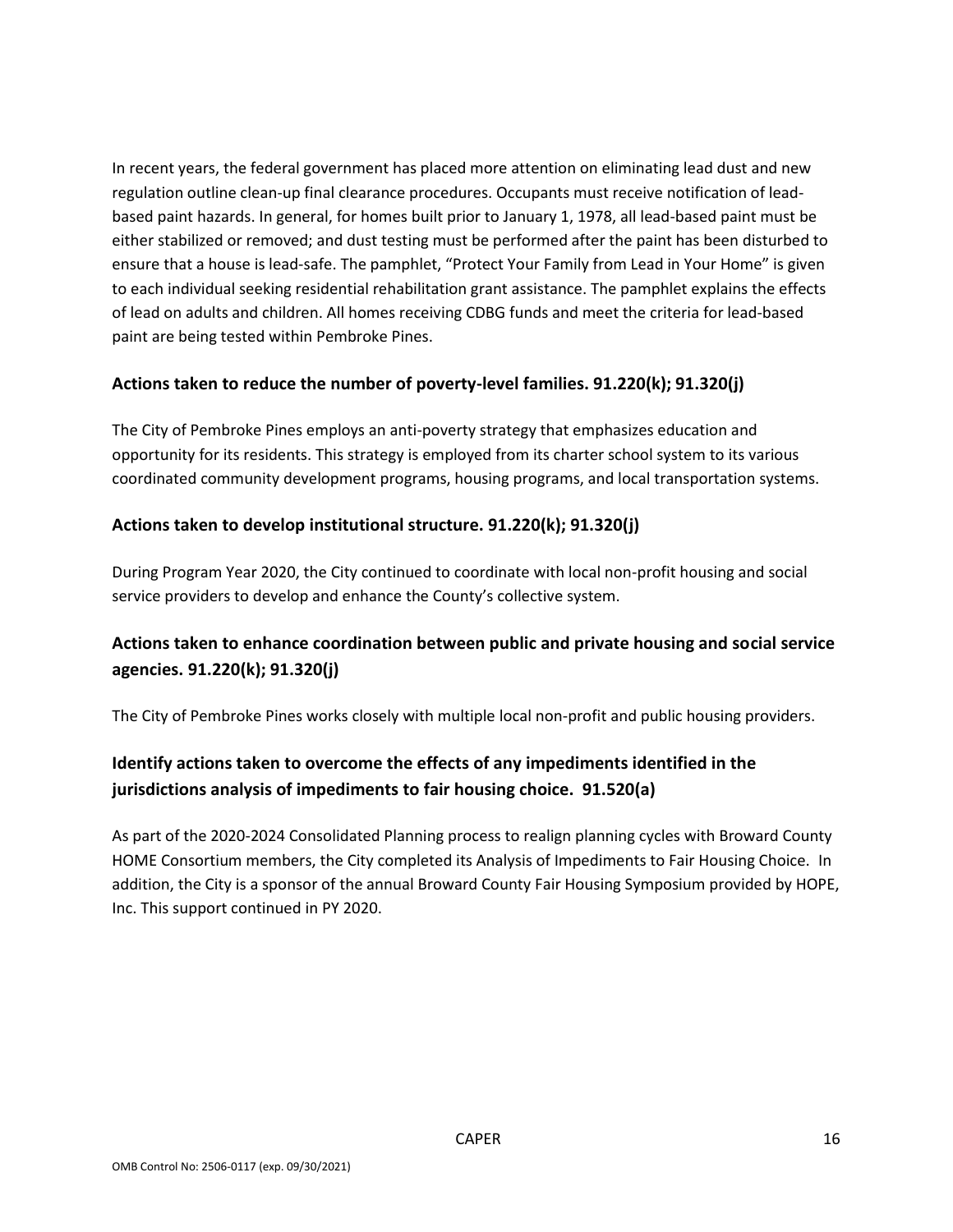In recent years, the federal government has placed more attention on eliminating lead dust and new regulation outline clean-up final clearance procedures. Occupants must receive notification of lead-based paint hazards. In general, for homes built prior to January 1, 1978, all lead-based paint must be either stabilized or removed; and dust testing must be performed after the paint has been disturbed to ensure that a house is lead-safe. The pamphlet, "Protect Your Family from Lead in Your Home" is given to each individual seeking residential rehabilitation grant assistance. The pamphlet explains the effects of lead on adults and children. All homes receiving CDBG funds and meet the criteria for lead-based paint are being tested within Pembroke Pines.

### Actions taken to reduce the number of poverty-level families. 91.220(k); 91.320(j)

The City of Pembroke Pines employs an anti-poverty strategy that emphasizes education and opportunity for its residents. This strategy is employed from its charter school system to its various coordinated community development programs, housing programs, and local transportation systems.

### Actions taken to develop institutional structure. 91.220(k); 91.320(j)

During Program Year 2020, the City continued to coordinate with local non-profit housing and social service providers to develop and enhance the County's collective system.

### Actions taken to enhance coordination between public and private housing and social service agencies. 91.220(k); 91.320(j)

The City of Pembroke Pines works closely with multiple local non-profit and public housing providers.

### Identify actions taken to overcome the effects of any impediments identified in the jurisdictions analysis of impediments to fair housing choice. 91.520(a)

As part of the 2020-2024 Consolidated Planning process to realign planning cycles with Broward County HOME Consortium members, the City completed its Analysis of Impediments to Fair Housing Choice. In addition, the City is a sponsor of the annual Broward County Fair Housing Symposium provided by HOPE, Inc. This support continued in PY 2020.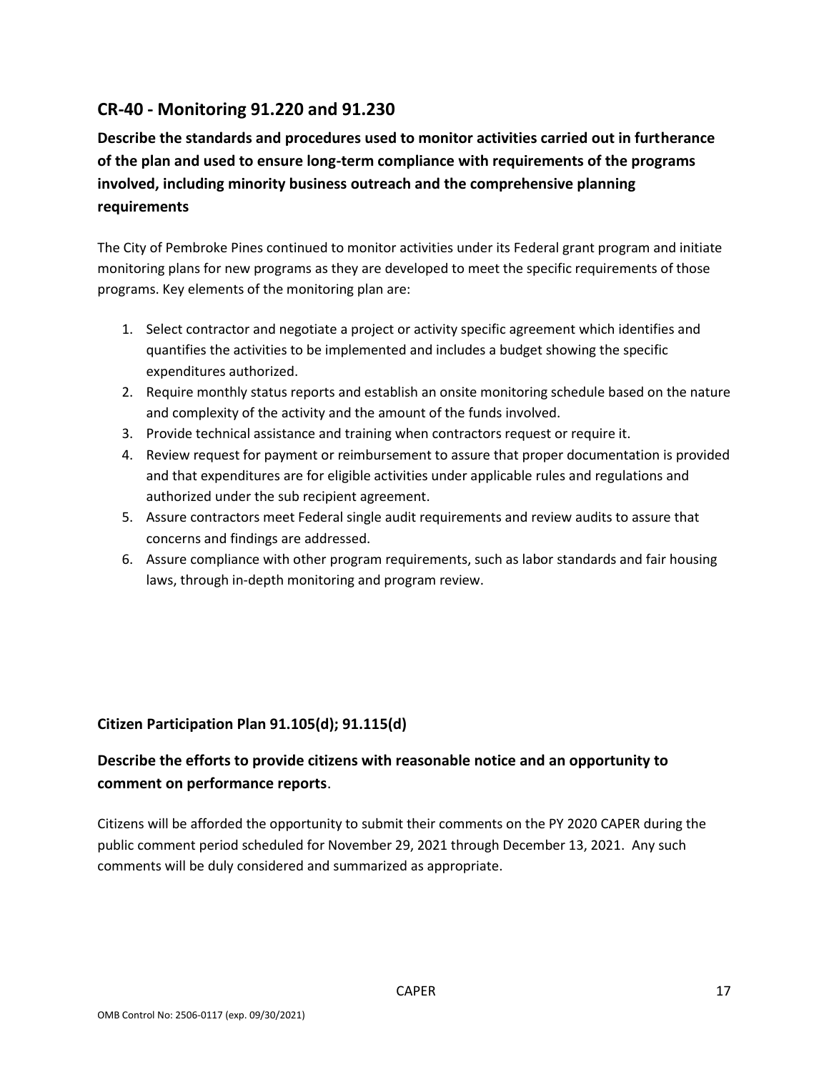## CR-40 - Monitoring 91.220 and 91.230

### Describe the standards and procedures used to monitor activities carried out in furtherance of the plan and used to ensure long-term compliance with requirements of the programs involved, including minority business outreach and the comprehensive planning requirements

The City of Pembroke Pines continued to monitor activities under its Federal grant program and initiate monitoring plans for new programs as they are developed to meet the specific requirements of those programs. Key elements of the monitoring plan are:

1. Select contractor and negotiate a project or activity specific agreement which identifies and quantifies the activities to be implemented and includes a budget showing the specific expenditures authorized.
2. Require monthly status reports and establish an onsite monitoring schedule based on the nature and complexity of the activity and the amount of the funds involved.
3. Provide technical assistance and training when contractors request or require it.
4. Review request for payment or reimbursement to assure that proper documentation is provided and that expenditures are for eligible activities under applicable rules and regulations and authorized under the sub recipient agreement.
5. Assure contractors meet Federal single audit requirements and review audits to assure that concerns and findings are addressed.
6. Assure compliance with other program requirements, such as labor standards and fair housing laws, through in-depth monitoring and program review.

### Citizen Participation Plan 91.105(d); 91.115(d)

### Describe the efforts to provide citizens with reasonable notice and an opportunity to comment on performance reports.

Citizens will be afforded the opportunity to submit their comments on the PY 2020 CAPER during the public comment period scheduled for November 29, 2021 through December 13, 2021. Any such comments will be duly considered and summarized as appropriate.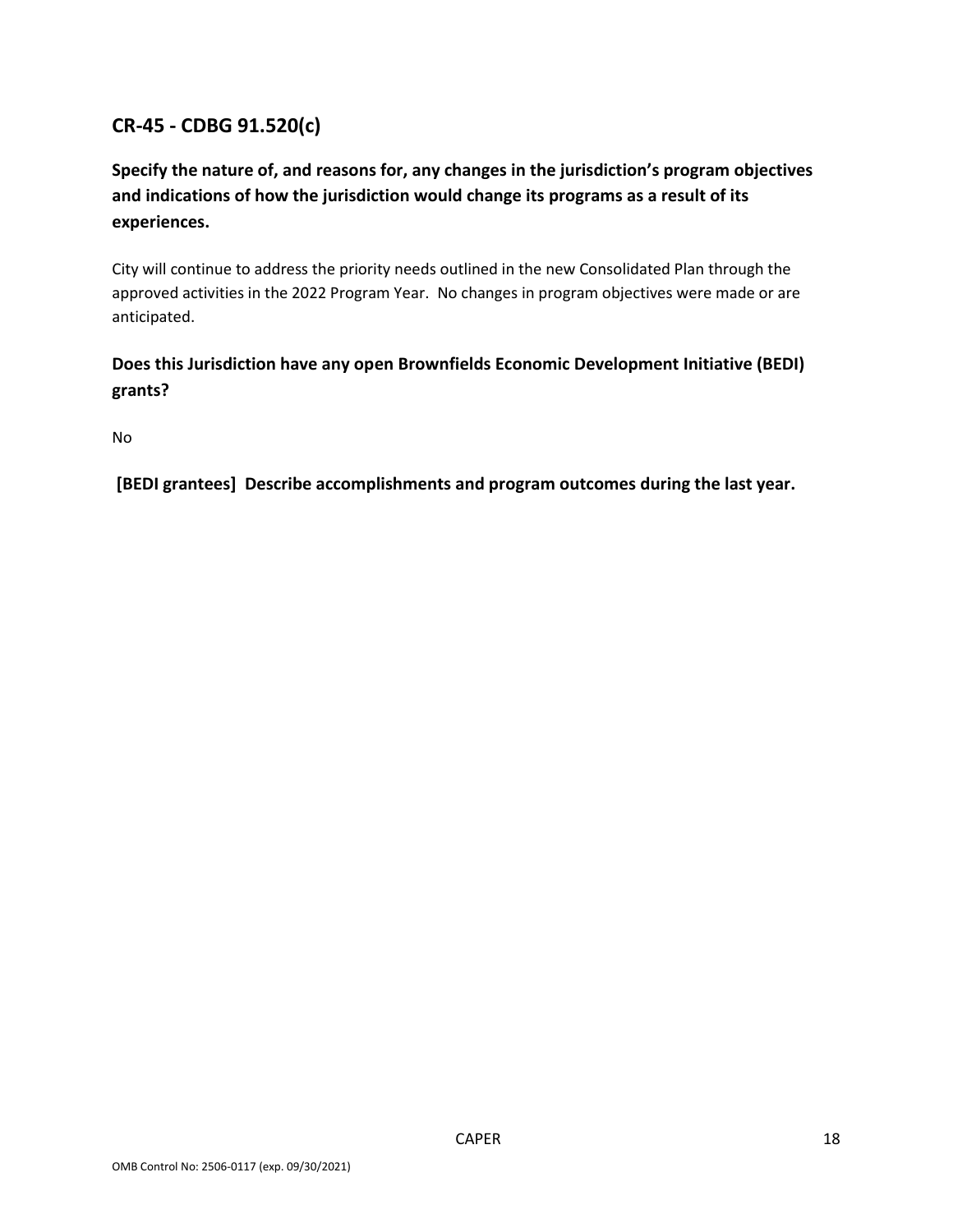## CR-45 - CDBG 91.520(c)

**Specify the nature of, and reasons for, any changes in the jurisdiction's program objectives and indications of how the jurisdiction would change its programs as a result of its experiences.**

City will continue to address the priority needs outlined in the new Consolidated Plan through the approved activities in the 2022 Program Year. No changes in program objectives were made or are anticipated.

**Does this Jurisdiction have any open Brownfields Economic Development Initiative (BEDI) grants?**

No

**[BEDI grantees] Describe accomplishments and program outcomes during the last year.**